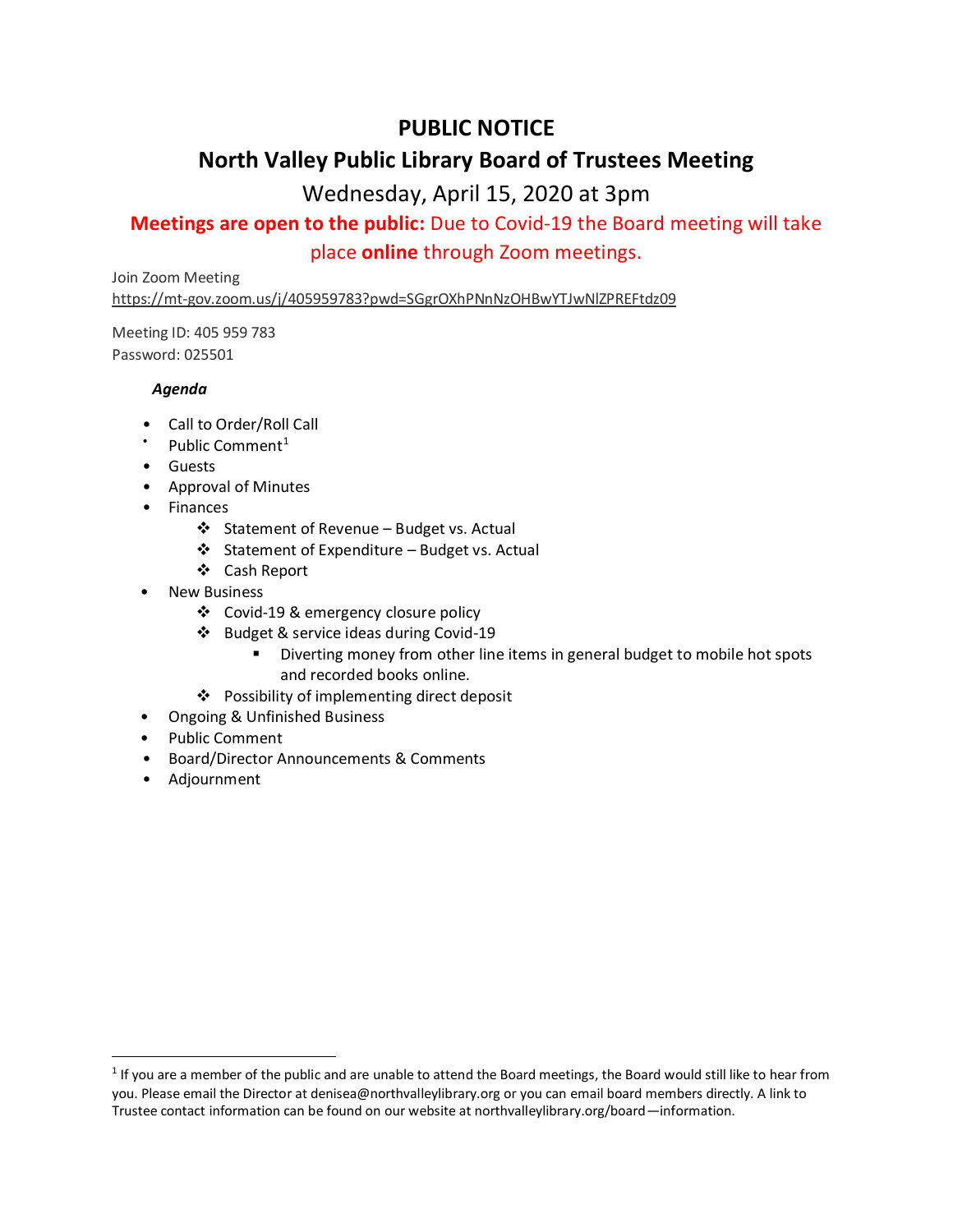# PUBLIC NOTICE

## North Valley Public Library Board of Trustees Meeting

Wednesday, April 15, 2020 at 3pm

**Meetings are open to the public:** Due to Covid-19 the Board meeting will take place **online** through Zoom meetings.

Join Zoom Meeting
https://mt-gov.zoom.us/j/405959783?pwd=SGgrOXhPNnNzOHBwYTJwNlZPREFtdz09

Meeting ID: 405 959 783
Password: 025501

***Agenda***

- Call to Order/Roll Call
- Public Comment[1]
- Guests
- Approval of Minutes
- Finances
  - Statement of Revenue – Budget vs. Actual
  - Statement of Expenditure – Budget vs. Actual
  - Cash Report
- New Business
  - Covid-19 & emergency closure policy
  - Budget & service ideas during Covid-19
    - Diverting money from other line items in general budget to mobile hot spots and recorded books online.
  - Possibility of implementing direct deposit
- Ongoing & Unfinished Business
- Public Comment
- Board/Director Announcements & Comments
- Adjournment

---

[1] If you are a member of the public and are unable to attend the Board meetings, the Board would still like to hear from you. Please email the Director at denisea@northvalleylibrary.org or you can email board members directly. A link to Trustee contact information can be found on our website at northvalleylibrary.org/board—information.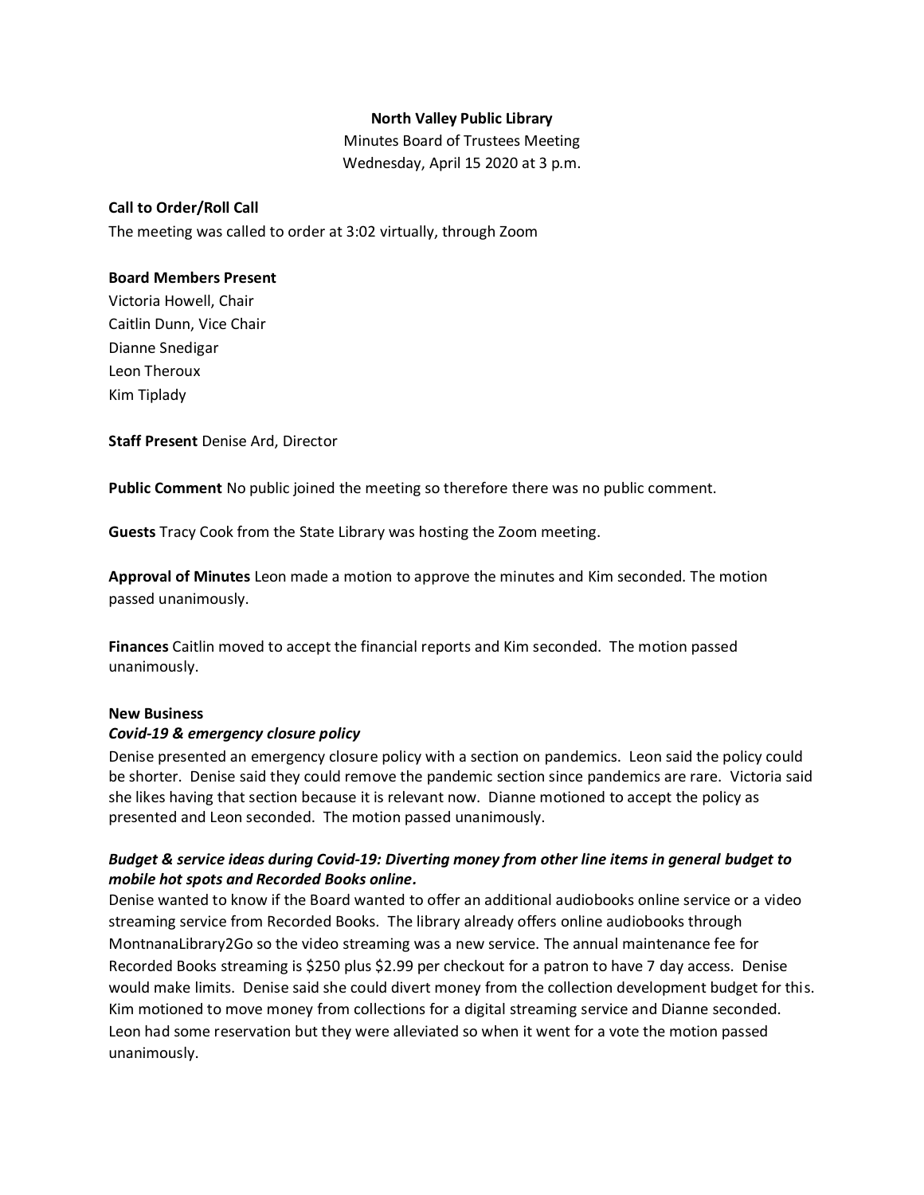**North Valley Public Library**

Minutes Board of Trustees Meeting

Wednesday, April 15 2020 at 3 p.m.

**Call to Order/Roll Call**

The meeting was called to order at 3:02 virtually, through Zoom

**Board Members Present**

Victoria Howell, Chair
Caitlin Dunn, Vice Chair
Dianne Snedigar
Leon Theroux
Kim Tiplady

**Staff Present** Denise Ard, Director

**Public Comment** No public joined the meeting so therefore there was no public comment.

**Guests** Tracy Cook from the State Library was hosting the Zoom meeting.

**Approval of Minutes** Leon made a motion to approve the minutes and Kim seconded. The motion passed unanimously.

**Finances** Caitlin moved to accept the financial reports and Kim seconded. The motion passed unanimously.

**New Business**

***Covid-19 & emergency closure policy***

Denise presented an emergency closure policy with a section on pandemics. Leon said the policy could be shorter. Denise said they could remove the pandemic section since pandemics are rare. Victoria said she likes having that section because it is relevant now. Dianne motioned to accept the policy as presented and Leon seconded. The motion passed unanimously.

***Budget & service ideas during Covid-19: Diverting money from other line items in general budget to mobile hot spots and Recorded Books online.***

Denise wanted to know if the Board wanted to offer an additional audiobooks online service or a video streaming service from Recorded Books. The library already offers online audiobooks through MontnanaLibrary2Go so the video streaming was a new service. The annual maintenance fee for Recorded Books streaming is $250 plus $2.99 per checkout for a patron to have 7 day access. Denise would make limits. Denise said she could divert money from the collection development budget for this. Kim motioned to move money from collections for a digital streaming service and Dianne seconded. Leon had some reservation but they were alleviated so when it went for a vote the motion passed unanimously.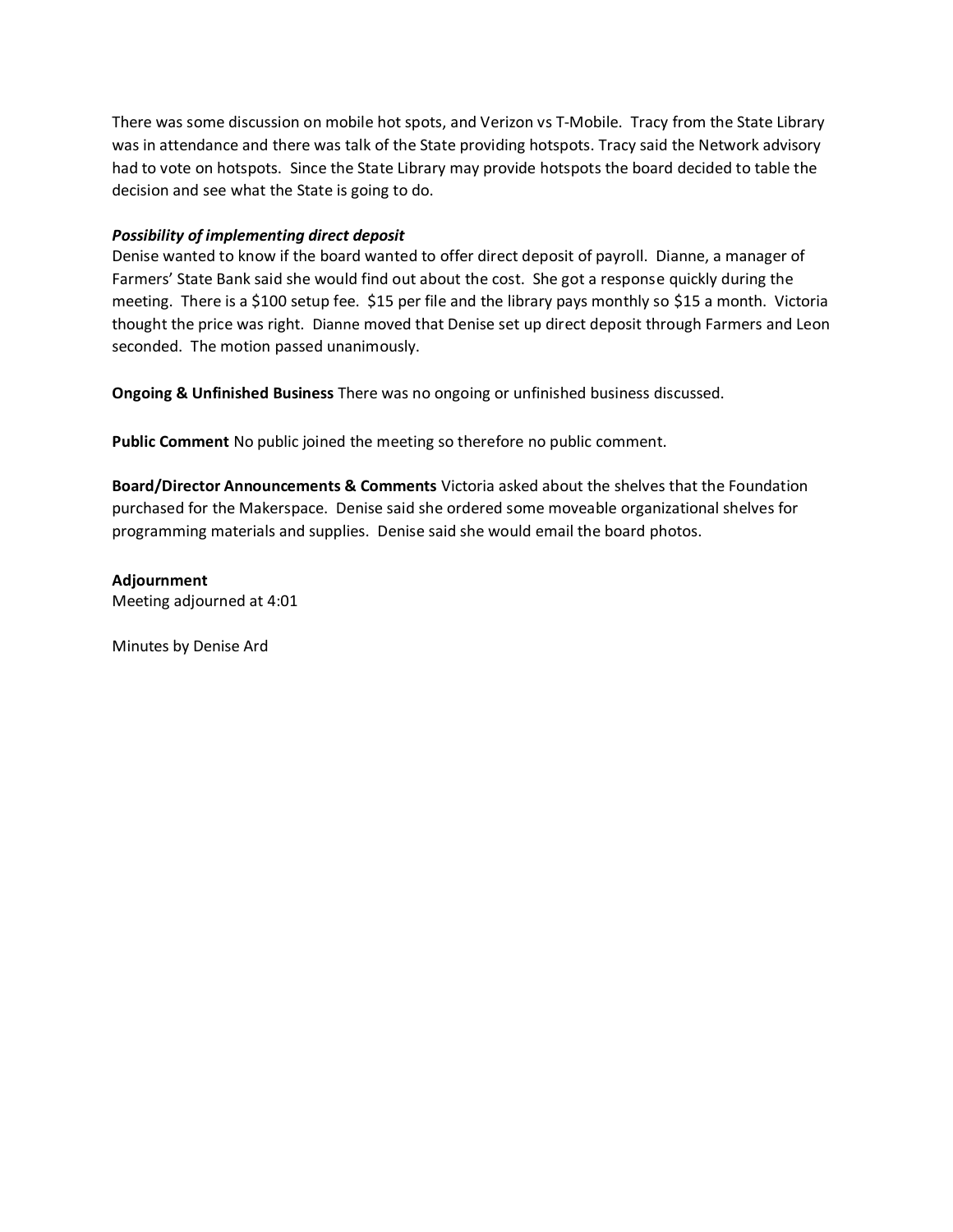There was some discussion on mobile hot spots, and Verizon vs T-Mobile. Tracy from the State Library was in attendance and there was talk of the State providing hotspots. Tracy said the Network advisory had to vote on hotspots. Since the State Library may provide hotspots the board decided to table the decision and see what the State is going to do.

***Possibility of implementing direct deposit***
Denise wanted to know if the board wanted to offer direct deposit of payroll. Dianne, a manager of Farmers' State Bank said she would find out about the cost. She got a response quickly during the meeting. There is a $100 setup fee. $15 per file and the library pays monthly so $15 a month. Victoria thought the price was right. Dianne moved that Denise set up direct deposit through Farmers and Leon seconded. The motion passed unanimously.

**Ongoing & Unfinished Business** There was no ongoing or unfinished business discussed.

**Public Comment** No public joined the meeting so therefore no public comment.

**Board/Director Announcements & Comments** Victoria asked about the shelves that the Foundation purchased for the Makerspace. Denise said she ordered some moveable organizational shelves for programming materials and supplies. Denise said she would email the board photos.

**Adjournment**
Meeting adjourned at 4:01

Minutes by Denise Ard